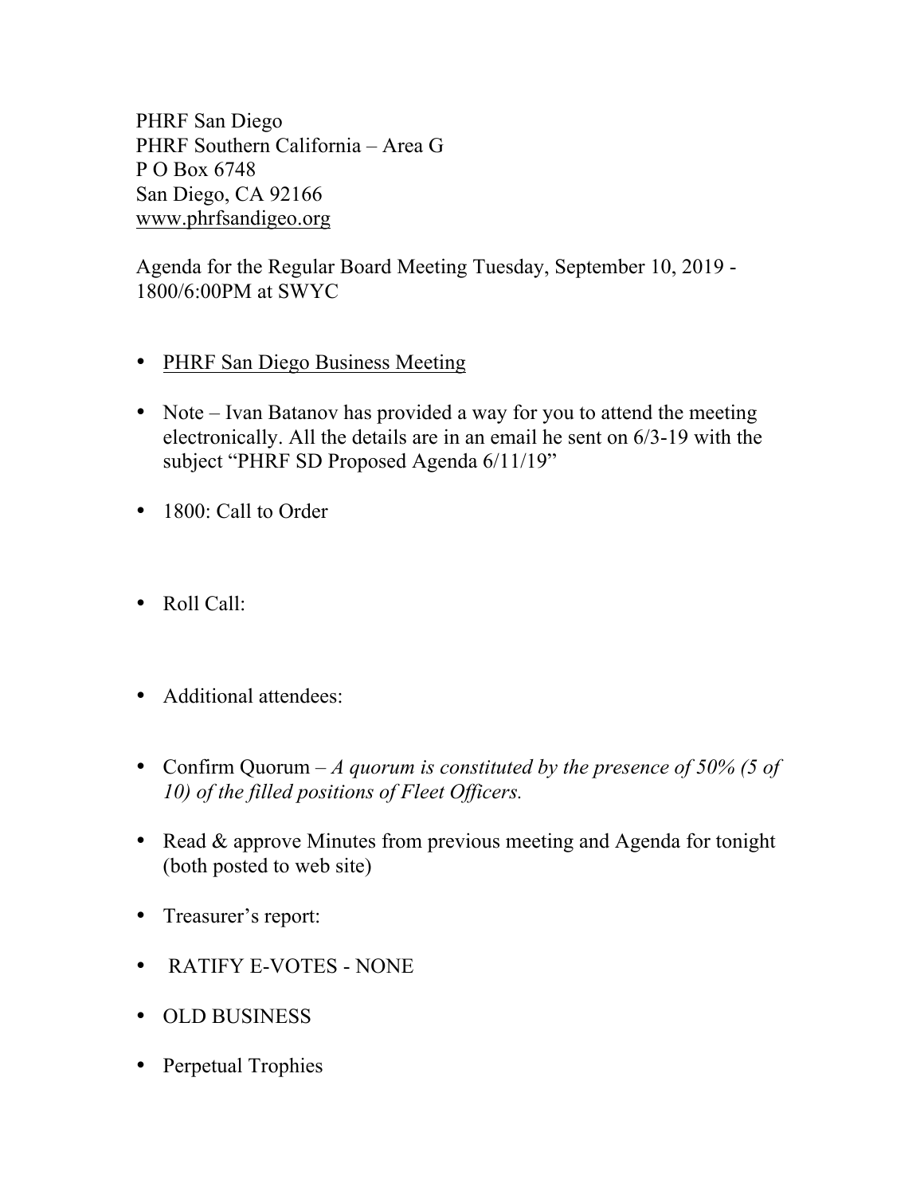PHRF San Diego
PHRF Southern California – Area G
P O Box 6748
San Diego, CA 92166
www.phrfsandigeo.org

Agenda for the Regular Board Meeting Tuesday, September 10, 2019 - 1800/6:00PM at SWYC

- <u>PHRF San Diego Business Meeting</u>
- Note – Ivan Batanov has provided a way for you to attend the meeting electronically. All the details are in an email he sent on 6/3-19 with the subject "PHRF SD Proposed Agenda 6/11/19"
- 1800: Call to Order
- Roll Call:
- Additional attendees:
- Confirm Quorum – *A quorum is constituted by the presence of 50% (5 of 10) of the filled positions of Fleet Officers.*
- Read & approve Minutes from previous meeting and Agenda for tonight (both posted to web site)
- Treasurer's report:
- RATIFY E-VOTES - NONE
- OLD BUSINESS
- Perpetual Trophies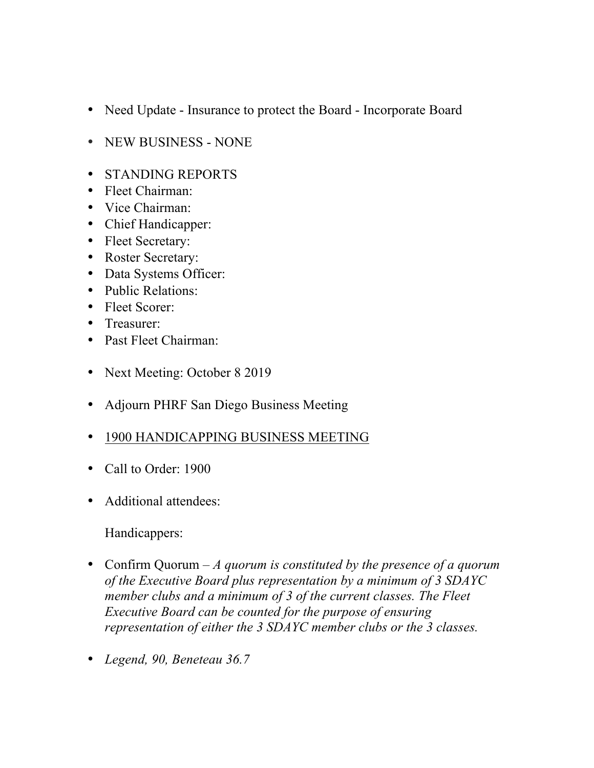- Need Update - Insurance to protect the Board - Incorporate Board

- NEW BUSINESS - NONE

- STANDING REPORTS
- Fleet Chairman:
- Vice Chairman:
- Chief Handicapper:
- Fleet Secretary:
- Roster Secretary:
- Data Systems Officer:
- Public Relations:
- Fleet Scorer:
- Treasurer:
- Past Fleet Chairman:

- Next Meeting: October 8 2019

- Adjourn PHRF San Diego Business Meeting

- <u>1900 HANDICAPPING BUSINESS MEETING</u>

- Call to Order: 1900

- Additional attendees:

  Handicappers:

- Confirm Quorum – *A quorum is constituted by the presence of a quorum of the Executive Board plus representation by a minimum of 3 SDAYC member clubs and a minimum of 3 of the current classes. The Fleet Executive Board can be counted for the purpose of ensuring representation of either the 3 SDAYC member clubs or the 3 classes.*

- *Legend, 90, Beneteau 36.7*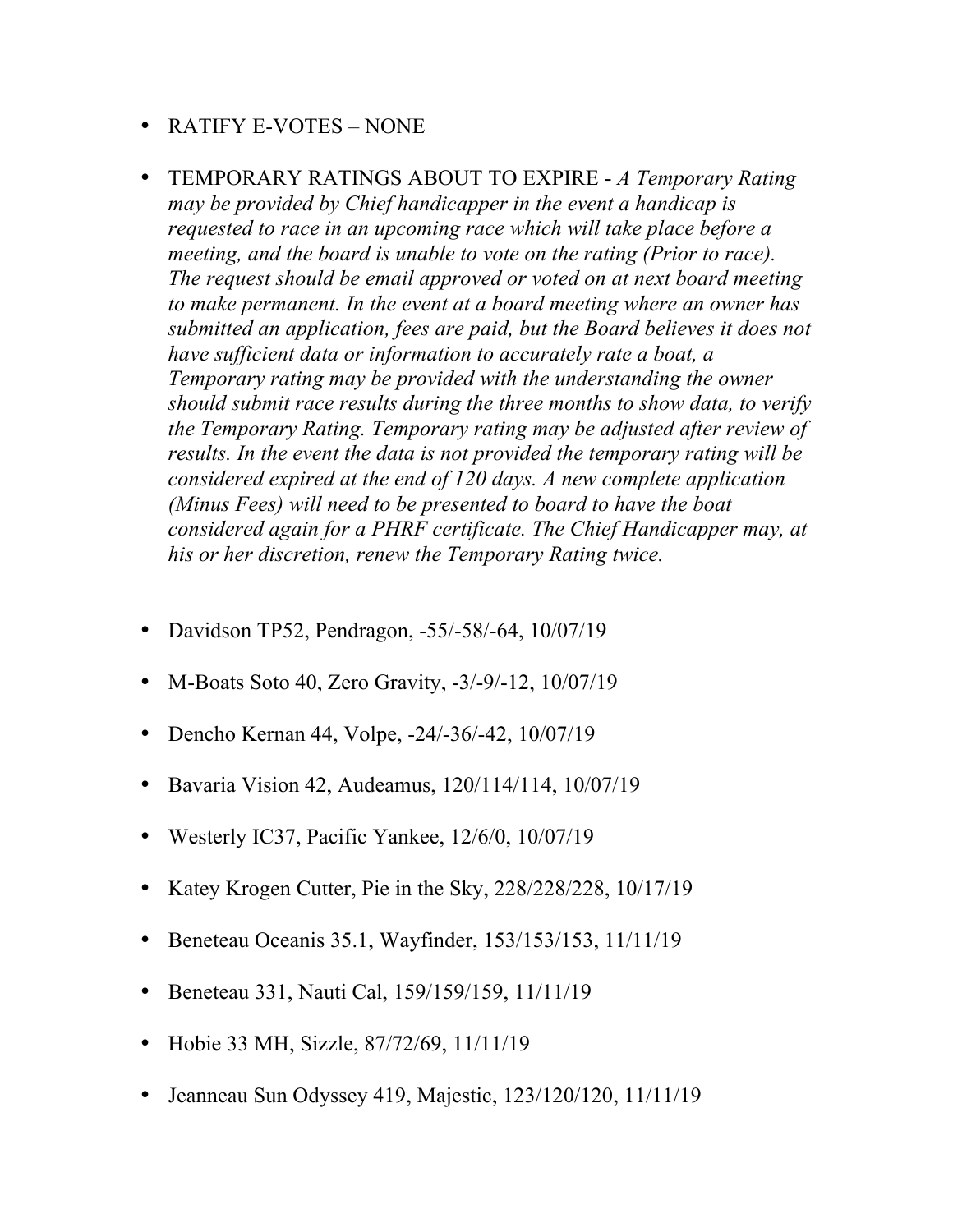- RATIFY E-VOTES – NONE

- TEMPORARY RATINGS ABOUT TO EXPIRE - *A Temporary Rating may be provided by Chief handicapper in the event a handicap is requested to race in an upcoming race which will take place before a meeting, and the board is unable to vote on the rating (Prior to race). The request should be email approved or voted on at next board meeting to make permanent. In the event at a board meeting where an owner has submitted an application, fees are paid, but the Board believes it does not have sufficient data or information to accurately rate a boat, a Temporary rating may be provided with the understanding the owner should submit race results during the three months to show data, to verify the Temporary Rating. Temporary rating may be adjusted after review of results. In the event the data is not provided the temporary rating will be considered expired at the end of 120 days. A new complete application (Minus Fees) will need to be presented to board to have the boat considered again for a PHRF certificate. The Chief Handicapper may, at his or her discretion, renew the Temporary Rating twice.*

- Davidson TP52, Pendragon, -55/-58/-64, 10/07/19
- M-Boats Soto 40, Zero Gravity, -3/-9/-12, 10/07/19
- Dencho Kernan 44, Volpe, -24/-36/-42, 10/07/19
- Bavaria Vision 42, Audeamus, 120/114/114, 10/07/19
- Westerly IC37, Pacific Yankee, 12/6/0, 10/07/19
- Katey Krogen Cutter, Pie in the Sky, 228/228/228, 10/17/19
- Beneteau Oceanis 35.1, Wayfinder, 153/153/153, 11/11/19
- Beneteau 331, Nauti Cal, 159/159/159, 11/11/19
- Hobie 33 MH, Sizzle, 87/72/69, 11/11/19
- Jeanneau Sun Odyssey 419, Majestic, 123/120/120, 11/11/19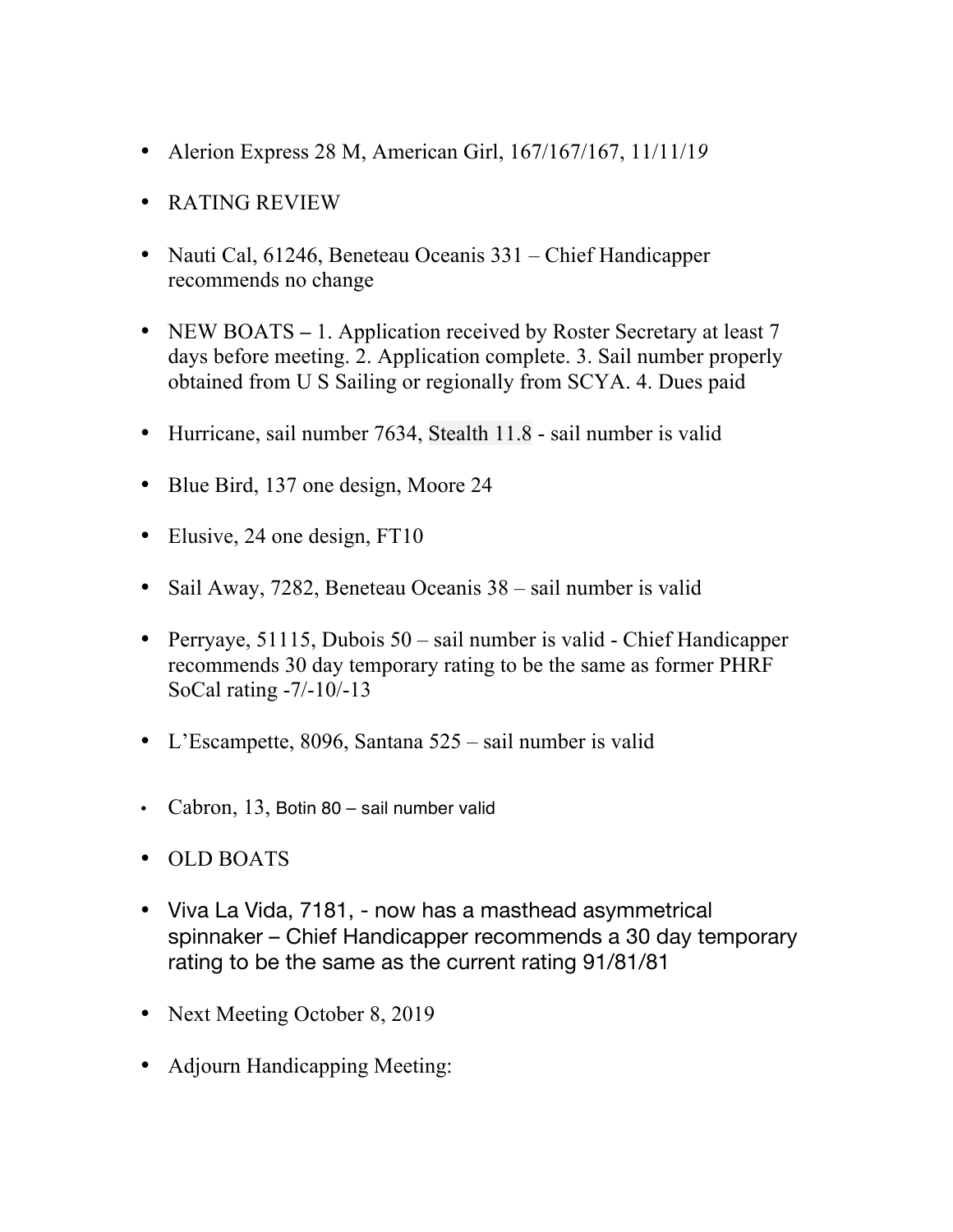- Alerion Express 28 M, American Girl, 167/167/167, 11/11/19
- RATING REVIEW
- Nauti Cal, 61246, Beneteau Oceanis 331 – Chief Handicapper recommends no change
- NEW BOATS – 1. Application received by Roster Secretary at least 7 days before meeting. 2. Application complete. 3. Sail number properly obtained from U S Sailing or regionally from SCYA. 4. Dues paid
- Hurricane, sail number 7634, Stealth 11.8 - sail number is valid
- Blue Bird, 137 one design, Moore 24
- Elusive, 24 one design, FT10
- Sail Away, 7282, Beneteau Oceanis 38 – sail number is valid
- Perryaye, 51115, Dubois 50 – sail number is valid - Chief Handicapper recommends 30 day temporary rating to be the same as former PHRF SoCal rating -7/-10/-13
- L'Escampette, 8096, Santana 525 – sail number is valid
- Cabron, 13, Botin 80 – sail number valid
- OLD BOATS
- Viva La Vida, 7181, - now has a masthead asymmetrical spinnaker – Chief Handicapper recommends a 30 day temporary rating to be the same as the current rating 91/81/81
- Next Meeting October 8, 2019
- Adjourn Handicapping Meeting: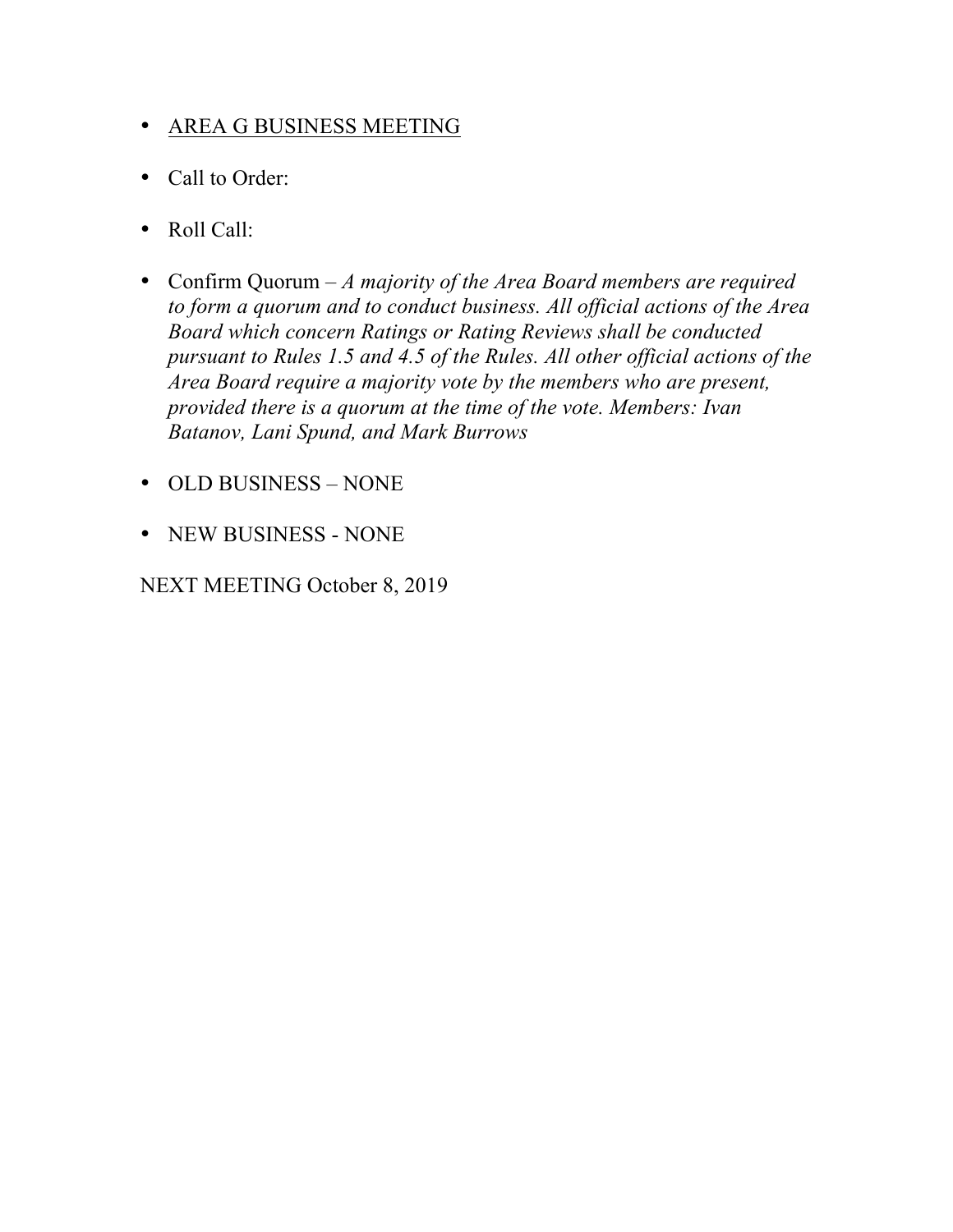- <u>AREA G BUSINESS MEETING</u>
- Call to Order:
- Roll Call:
- Confirm Quorum – *A majority of the Area Board members are required to form a quorum and to conduct business. All official actions of the Area Board which concern Ratings or Rating Reviews shall be conducted pursuant to Rules 1.5 and 4.5 of the Rules. All other official actions of the Area Board require a majority vote by the members who are present, provided there is a quorum at the time of the vote. Members: Ivan Batanov, Lani Spund, and Mark Burrows*
- OLD BUSINESS – NONE
- NEW BUSINESS - NONE

NEXT MEETING October 8, 2019